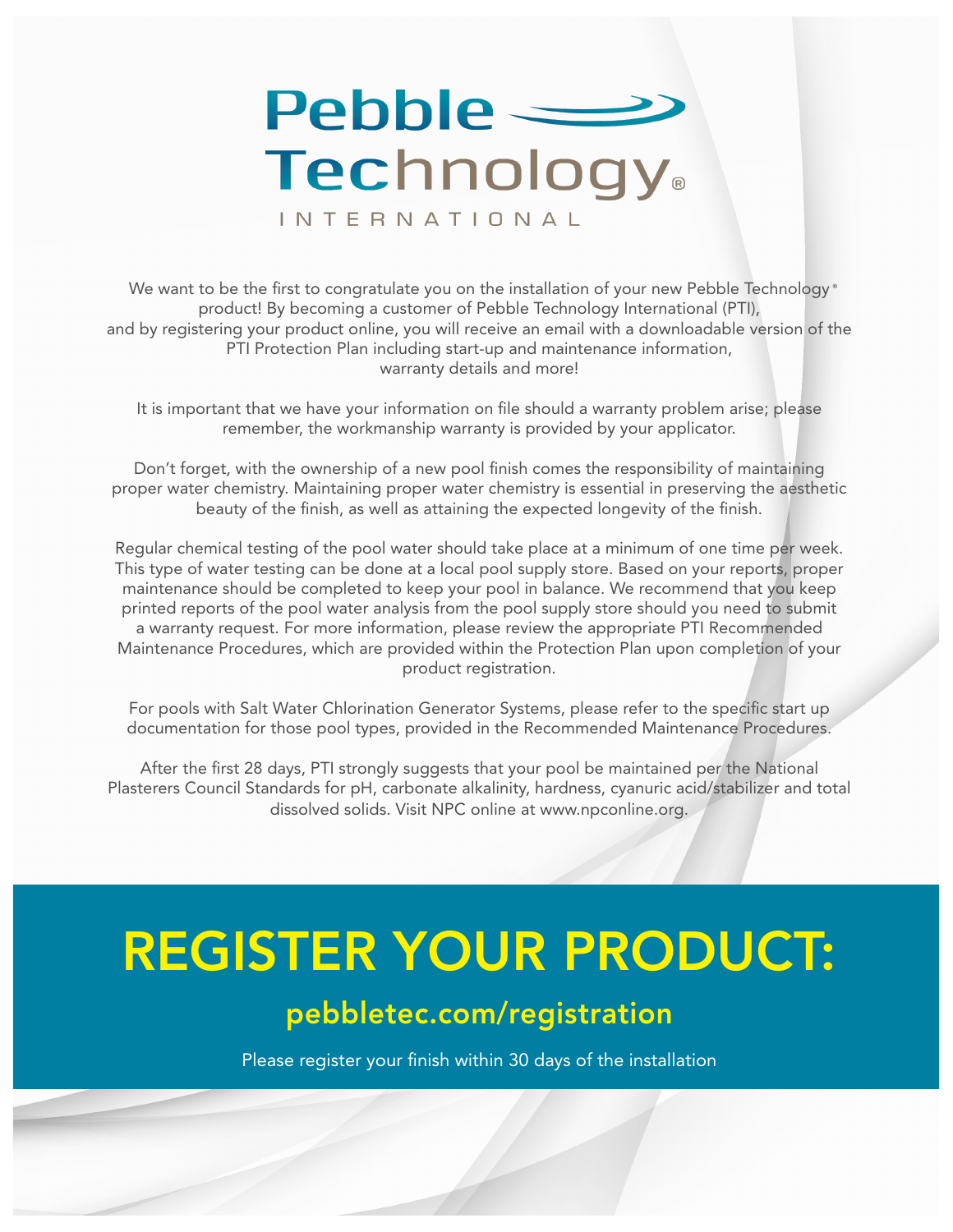# Pebble Technology® INTERNATIONAL

We want to be the first to congratulate you on the installation of your new Pebble Technology® product! By becoming a customer of Pebble Technology International (PTI), and by registering your product online, you will receive an email with a downloadable version of the PTI Protection Plan including start-up and maintenance information, warranty details and more!

It is important that we have your information on file should a warranty problem arise; please remember, the workmanship warranty is provided by your applicator.

Don't forget, with the ownership of a new pool finish comes the responsibility of maintaining proper water chemistry. Maintaining proper water chemistry is essential in preserving the aesthetic beauty of the finish, as well as attaining the expected longevity of the finish.

Regular chemical testing of the pool water should take place at a minimum of one time per week. This type of water testing can be done at a local pool supply store. Based on your reports, proper maintenance should be completed to keep your pool in balance. We recommend that you keep printed reports of the pool water analysis from the pool supply store should you need to submit a warranty request. For more information, please review the appropriate PTI Recommended Maintenance Procedures, which are provided within the Protection Plan upon completion of your product registration.

For pools with Salt Water Chlorination Generator Systems, please refer to the specific start up documentation for those pool types, provided in the Recommended Maintenance Procedures.

After the first 28 days, PTI strongly suggests that your pool be maintained per the National Plasterers Council Standards for pH, carbonate alkalinity, hardness, cyanuric acid/stabilizer and total dissolved solids. Visit NPC online at www.npconline.org.

# REGISTER YOUR PRODUCT:

## pebbletec.com/registration

Please register your finish within 30 days of the installation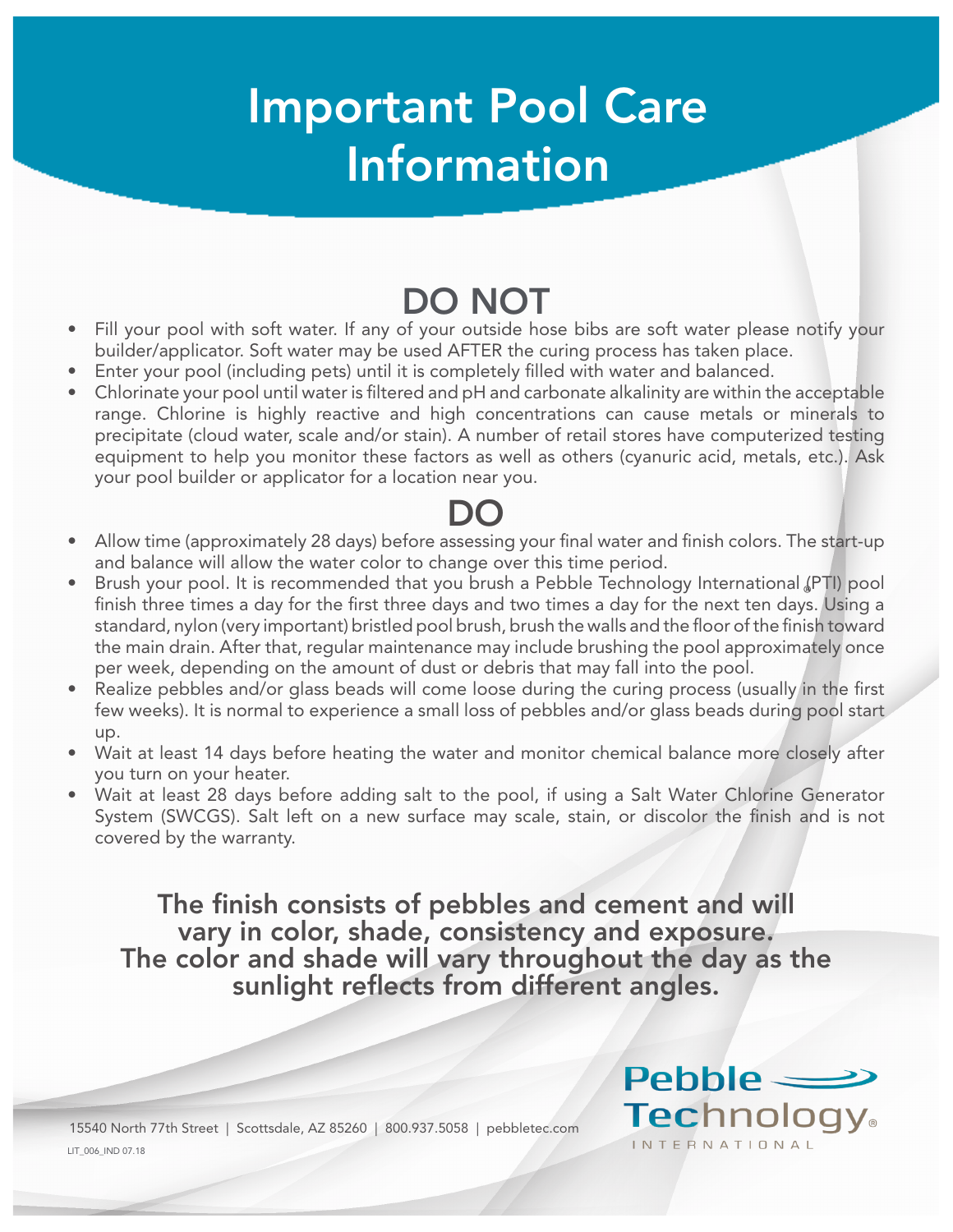# Important Pool Care Information

## DO NOT

- Fill your pool with soft water. If any of your outside hose bibs are soft water please notify your builder/applicator. Soft water may be used AFTER the curing process has taken place.
- Enter your pool (including pets) until it is completely filled with water and balanced.
- Chlorinate your pool until water is filtered and pH and carbonate alkalinity are within the acceptable range. Chlorine is highly reactive and high concentrations can cause metals or minerals to precipitate (cloud water, scale and/or stain). A number of retail stores have computerized testing equipment to help you monitor these factors as well as others (cyanuric acid, metals, etc.). Ask your pool builder or applicator for a location near you.

## DO

- Allow time (approximately 28 days) before assessing your final water and finish colors. The start-up and balance will allow the water color to change over this time period.
- Brush your pool. It is recommended that you brush a Pebble Technology International® (PTI) pool finish three times a day for the first three days and two times a day for the next ten days. Using a standard, nylon (very important) bristled pool brush, brush the walls and the floor of the finish toward the main drain. After that, regular maintenance may include brushing the pool approximately once per week, depending on the amount of dust or debris that may fall into the pool.
- Realize pebbles and/or glass beads will come loose during the curing process (usually in the first few weeks). It is normal to experience a small loss of pebbles and/or glass beads during pool start up.
- Wait at least 14 days before heating the water and monitor chemical balance more closely after you turn on your heater.
- Wait at least 28 days before adding salt to the pool, if using a Salt Water Chlorine Generator System (SWCGS). Salt left on a new surface may scale, stain, or discolor the finish and is not covered by the warranty.

**The finish consists of pebbles and cement and will vary in color, shade, consistency and exposure. The color and shade will vary throughout the day as the sunlight reflects from different angles.**

15540 North 77th Street | Scottsdale, AZ 85260 | 800.937.5058 | pebbletec.com

LIT_006_IND 07.18

Pebble Technology® INTERNATIONAL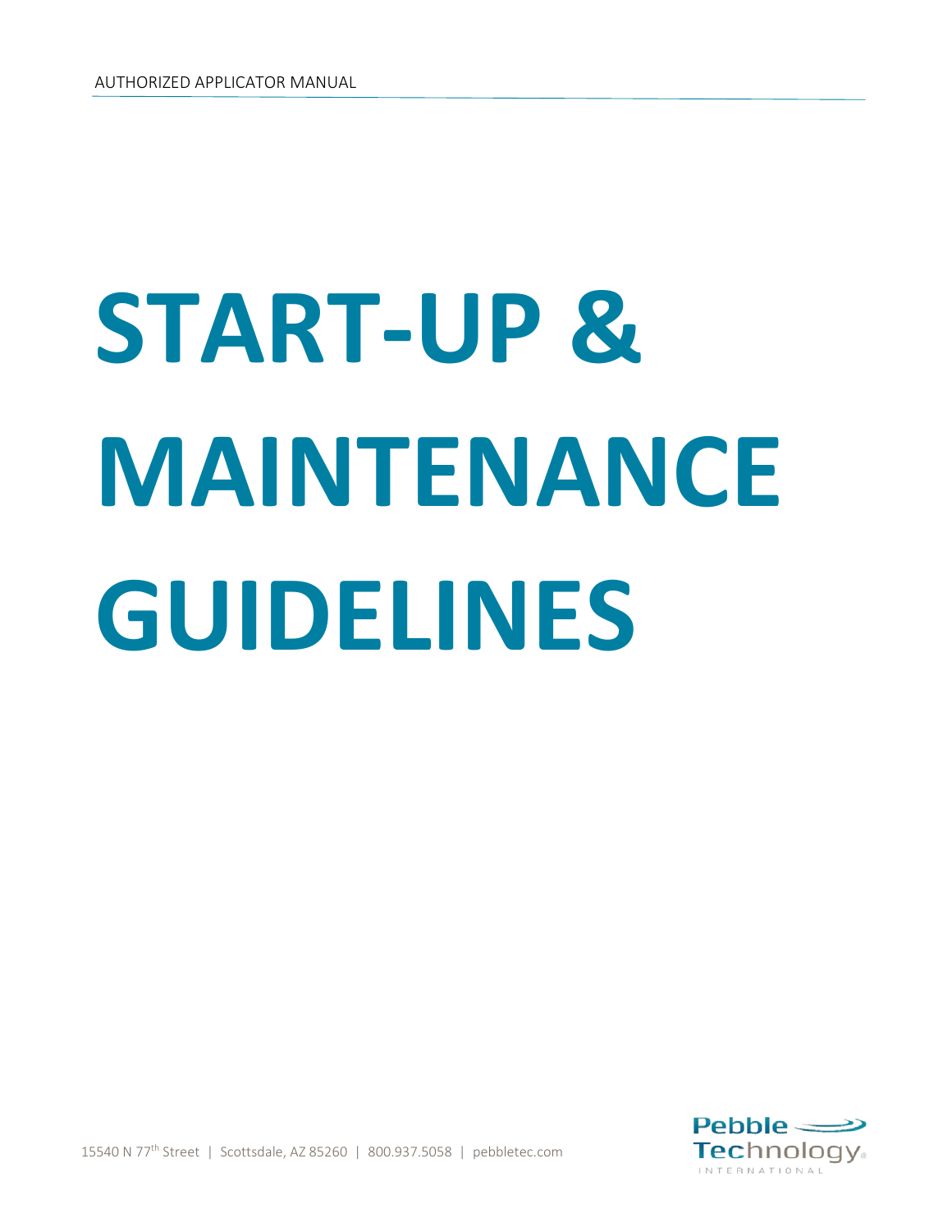AUTHORIZED APPLICATOR MANUAL

# START-UP & MAINTENANCE GUIDELINES

15540 N 77th Street | Scottsdale, AZ 85260 | 800.937.5058 | pebbletec.com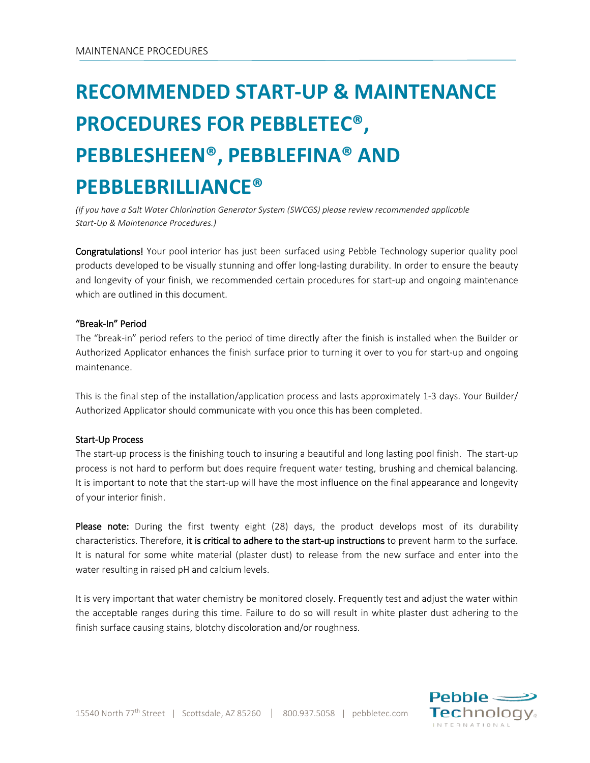# RECOMMENDED START-UP & MAINTENANCE PROCEDURES FOR PEBBLETEC®, PEBBLESHEEN®, PEBBLEFINA® AND PEBBLEBRILLIANCE®

*(If you have a Salt Water Chlorination Generator System (SWCGS) please review recommended applicable Start-Up & Maintenance Procedures.)*

**Congratulations!** Your pool interior has just been surfaced using Pebble Technology superior quality pool products developed to be visually stunning and offer long-lasting durability. In order to ensure the beauty and longevity of your finish, we recommended certain procedures for start-up and ongoing maintenance which are outlined in this document.

### "Break-In" Period

The "break-in" period refers to the period of time directly after the finish is installed when the Builder or Authorized Applicator enhances the finish surface prior to turning it over to you for start-up and ongoing maintenance.

This is the final step of the installation/application process and lasts approximately 1-3 days. Your Builder/ Authorized Applicator should communicate with you once this has been completed.

### Start-Up Process

The start-up process is the finishing touch to insuring a beautiful and long lasting pool finish. The start-up process is not hard to perform but does require frequent water testing, brushing and chemical balancing. It is important to note that the start-up will have the most influence on the final appearance and longevity of your interior finish.

**Please note:** During the first twenty eight (28) days, the product develops most of its durability characteristics. Therefore, **it is critical to adhere to the start-up instructions** to prevent harm to the surface. It is natural for some white material (plaster dust) to release from the new surface and enter into the water resulting in raised pH and calcium levels.

It is very important that water chemistry be monitored closely. Frequently test and adjust the water within the acceptable ranges during this time. Failure to do so will result in white plaster dust adhering to the finish surface causing stains, blotchy discoloration and/or roughness.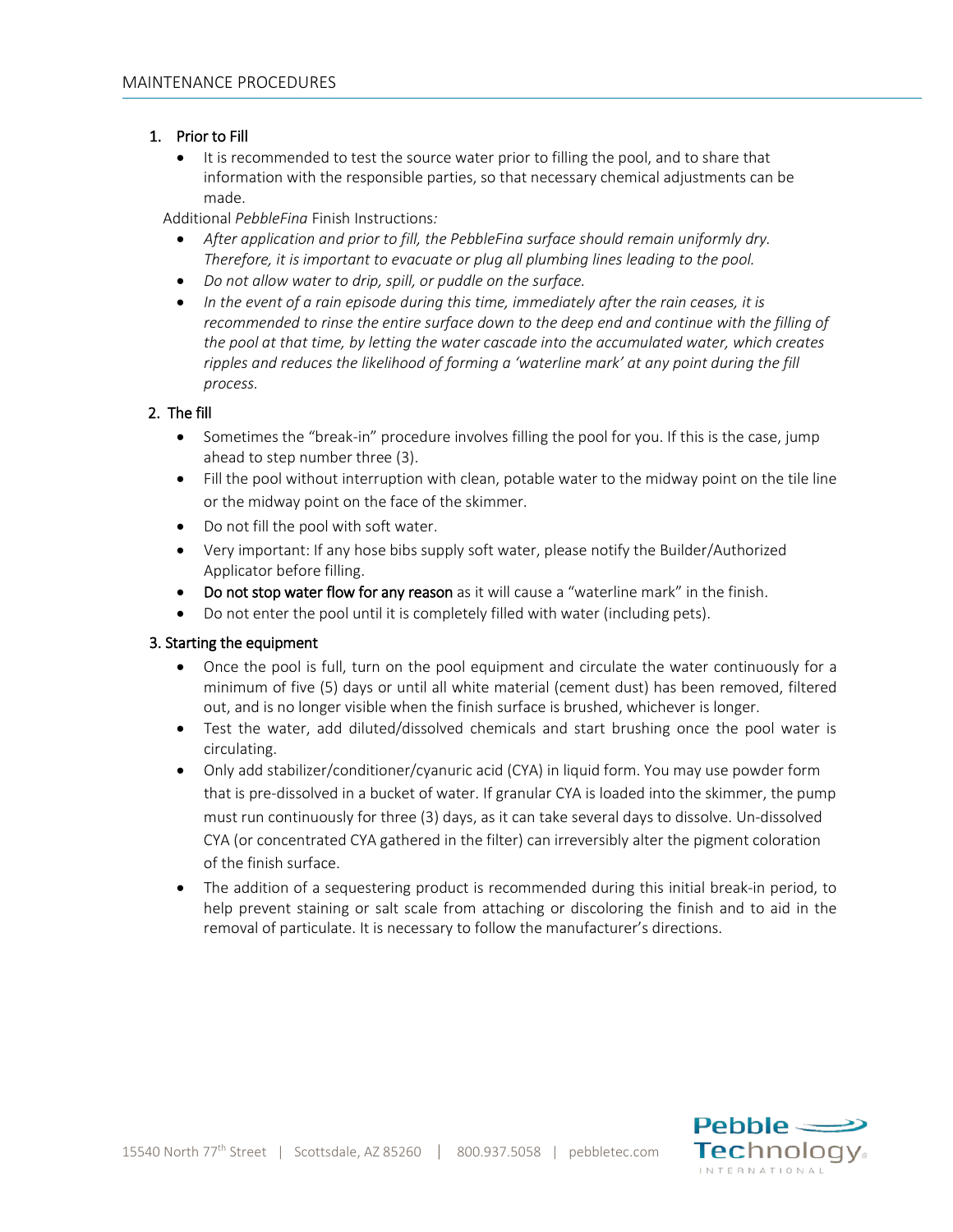# MAINTENANCE PROCEDURES

1. Prior to Fill
   - It is recommended to test the source water prior to filling the pool, and to share that information with the responsible parties, so that necessary chemical adjustments can be made.

Additional *PebbleFina* Finish Instructions*:*

- *After application and prior to fill, the PebbleFina surface should remain uniformly dry. Therefore, it is important to evacuate or plug all plumbing lines leading to the pool.*
- *Do not allow water to drip, spill, or puddle on the surface.*
- *In the event of a rain episode during this time, immediately after the rain ceases, it is recommended to rinse the entire surface down to the deep end and continue with the filling of the pool at that time, by letting the water cascade into the accumulated water, which creates ripples and reduces the likelihood of forming a 'waterline mark' at any point during the fill process.*

2. The fill
   - Sometimes the "break-in" procedure involves filling the pool for you. If this is the case, jump ahead to step number three (3).
   - Fill the pool without interruption with clean, potable water to the midway point on the tile line or the midway point on the face of the skimmer.
   - Do not fill the pool with soft water.
   - Very important: If any hose bibs supply soft water, please notify the Builder/Authorized Applicator before filling.
   - Do not stop water flow for any reason as it will cause a "waterline mark" in the finish.
   - Do not enter the pool until it is completely filled with water (including pets).

3. Starting the equipment
   - Once the pool is full, turn on the pool equipment and circulate the water continuously for a minimum of five (5) days or until all white material (cement dust) has been removed, filtered out, and is no longer visible when the finish surface is brushed, whichever is longer.
   - Test the water, add diluted/dissolved chemicals and start brushing once the pool water is circulating.
   - Only add stabilizer/conditioner/cyanuric acid (CYA) in liquid form. You may use powder form that is pre-dissolved in a bucket of water. If granular CYA is loaded into the skimmer, the pump must run continuously for three (3) days, as it can take several days to dissolve. Un-dissolved CYA (or concentrated CYA gathered in the filter) can irreversibly alter the pigment coloration of the finish surface.
   - The addition of a sequestering product is recommended during this initial break-in period, to help prevent staining or salt scale from attaching or discoloring the finish and to aid in the removal of particulate. It is necessary to follow the manufacturer's directions.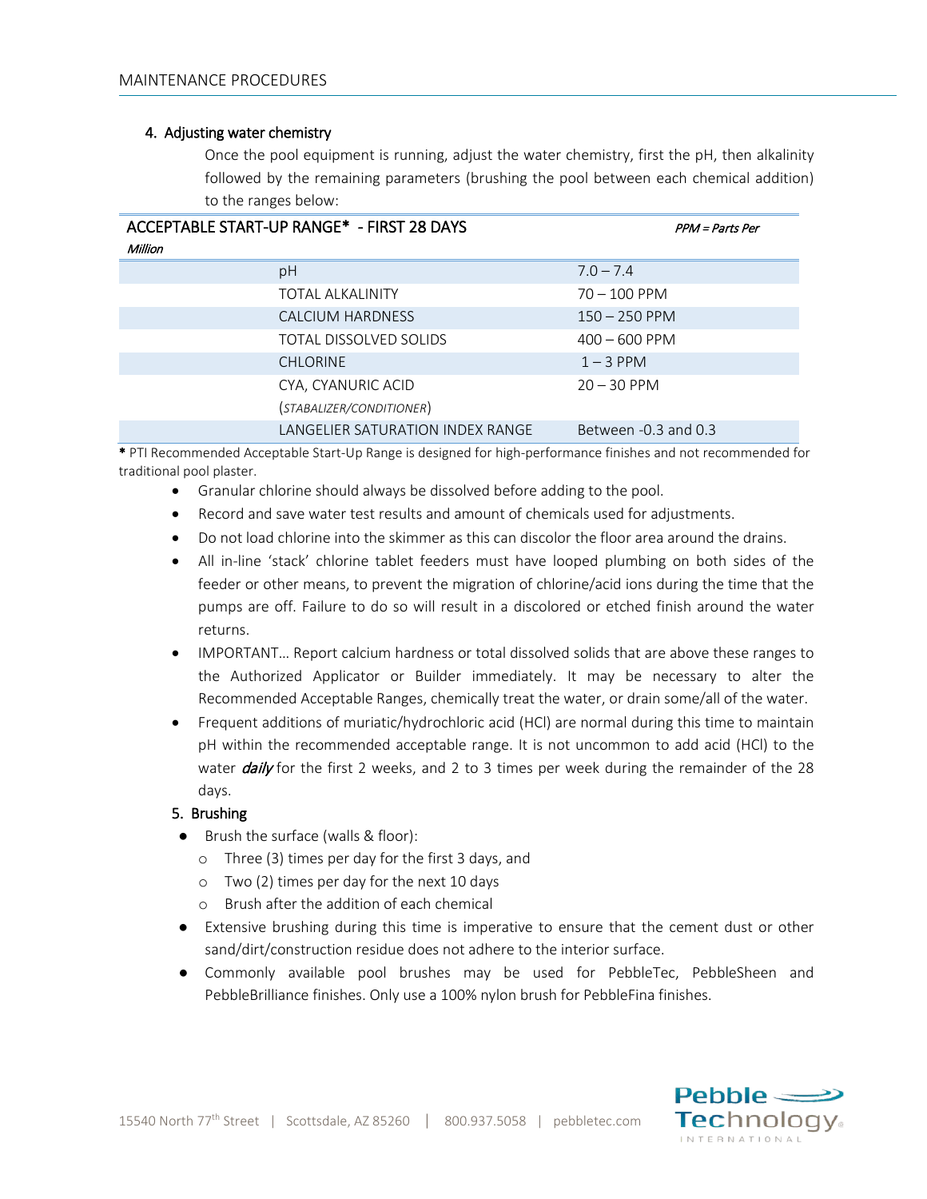### 4. Adjusting water chemistry

Once the pool equipment is running, adjust the water chemistry, first the pH, then alkalinity followed by the remaining parameters (brushing the pool between each chemical addition) to the ranges below:

| ACCEPTABLE START-UP RANGE* - FIRST 28 DAYS | *PPM = Parts Per Million* |
|---|---|
| pH | 7.0 – 7.4 |
| TOTAL ALKALINITY | 70 – 100 PPM |
| CALCIUM HARDNESS | 150 – 250 PPM |
| TOTAL DISSOLVED SOLIDS | 400 – 600 PPM |
| CHLORINE | 1 – 3 PPM |
| CYA, CYANURIC ACID (*STABALIZER/CONDITIONER*) | 20 – 30 PPM |
| LANGELIER SATURATION INDEX RANGE | Between -0.3 and 0.3 |

**\*** PTI Recommended Acceptable Start-Up Range is designed for high-performance finishes and not recommended for traditional pool plaster.

- Granular chlorine should always be dissolved before adding to the pool.
- Record and save water test results and amount of chemicals used for adjustments.
- Do not load chlorine into the skimmer as this can discolor the floor area around the drains.
- All in-line 'stack' chlorine tablet feeders must have looped plumbing on both sides of the feeder or other means, to prevent the migration of chlorine/acid ions during the time that the pumps are off. Failure to do so will result in a discolored or etched finish around the water returns.
- IMPORTANT… Report calcium hardness or total dissolved solids that are above these ranges to the Authorized Applicator or Builder immediately. It may be necessary to alter the Recommended Acceptable Ranges, chemically treat the water, or drain some/all of the water.
- Frequent additions of muriatic/hydrochloric acid (HCl) are normal during this time to maintain pH within the recommended acceptable range. It is not uncommon to add acid (HCl) to the water ***daily*** for the first 2 weeks, and 2 to 3 times per week during the remainder of the 28 days.

### 5. Brushing

- Brush the surface (walls & floor):
  - Three (3) times per day for the first 3 days, and
  - Two (2) times per day for the next 10 days
  - Brush after the addition of each chemical
- Extensive brushing during this time is imperative to ensure that the cement dust or other sand/dirt/construction residue does not adhere to the interior surface.
- Commonly available pool brushes may be used for PebbleTec, PebbleSheen and PebbleBrilliance finishes. Only use a 100% nylon brush for PebbleFina finishes.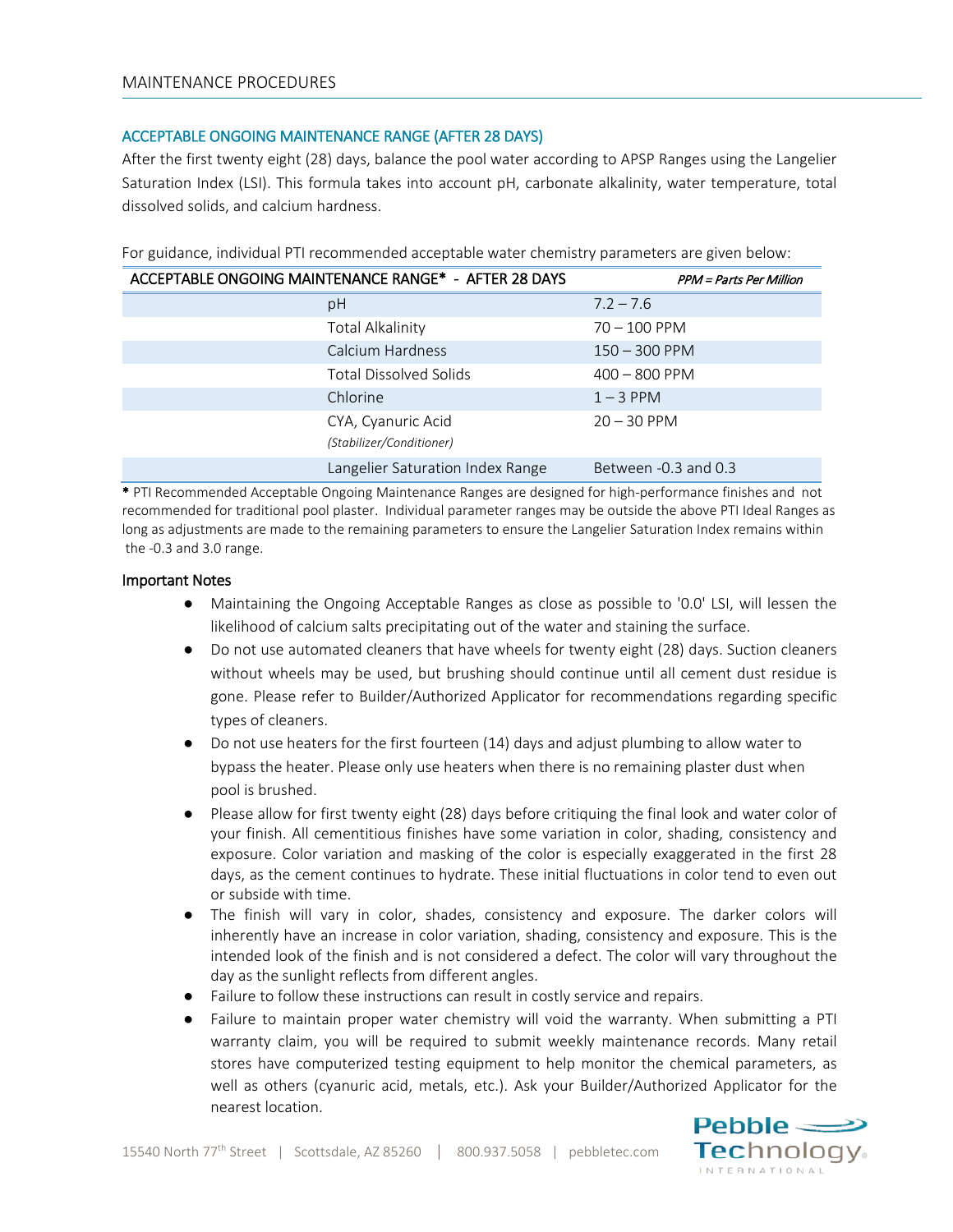## MAINTENANCE PROCEDURES

### ACCEPTABLE ONGOING MAINTENANCE RANGE (AFTER 28 DAYS)

After the first twenty eight (28) days, balance the pool water according to APSP Ranges using the Langelier Saturation Index (LSI). This formula takes into account pH, carbonate alkalinity, water temperature, total dissolved solids, and calcium hardness.

For guidance, individual PTI recommended acceptable water chemistry parameters are given below:

| ACCEPTABLE ONGOING MAINTENANCE RANGE* - AFTER 28 DAYS | *PPM = Parts Per Million* |
|---|---|
| pH | 7.2 – 7.6 |
| Total Alkalinity | 70 – 100 PPM |
| Calcium Hardness | 150 – 300 PPM |
| Total Dissolved Solids | 400 – 800 PPM |
| Chlorine | 1 – 3 PPM |
| CYA, Cyanuric Acid *(Stabilizer/Conditioner)* | 20 – 30 PPM |
| Langelier Saturation Index Range | Between -0.3 and 0.3 |

**\*** PTI Recommended Acceptable Ongoing Maintenance Ranges are designed for high-performance finishes and not recommended for traditional pool plaster. Individual parameter ranges may be outside the above PTI Ideal Ranges as long as adjustments are made to the remaining parameters to ensure the Langelier Saturation Index remains within the -0.3 and 3.0 range.

#### Important Notes

- Maintaining the Ongoing Acceptable Ranges as close as possible to '0.0' LSI, will lessen the likelihood of calcium salts precipitating out of the water and staining the surface.
- Do not use automated cleaners that have wheels for twenty eight (28) days. Suction cleaners without wheels may be used, but brushing should continue until all cement dust residue is gone. Please refer to Builder/Authorized Applicator for recommendations regarding specific types of cleaners.
- Do not use heaters for the first fourteen (14) days and adjust plumbing to allow water to bypass the heater. Please only use heaters when there is no remaining plaster dust when pool is brushed.
- Please allow for first twenty eight (28) days before critiquing the final look and water color of your finish. All cementitious finishes have some variation in color, shading, consistency and exposure. Color variation and masking of the color is especially exaggerated in the first 28 days, as the cement continues to hydrate. These initial fluctuations in color tend to even out or subside with time.
- The finish will vary in color, shades, consistency and exposure. The darker colors will inherently have an increase in color variation, shading, consistency and exposure. This is the intended look of the finish and is not considered a defect. The color will vary throughout the day as the sunlight reflects from different angles.
- Failure to follow these instructions can result in costly service and repairs.
- Failure to maintain proper water chemistry will void the warranty. When submitting a PTI warranty claim, you will be required to submit weekly maintenance records. Many retail stores have computerized testing equipment to help monitor the chemical parameters, as well as others (cyanuric acid, metals, etc.). Ask your Builder/Authorized Applicator for the nearest location.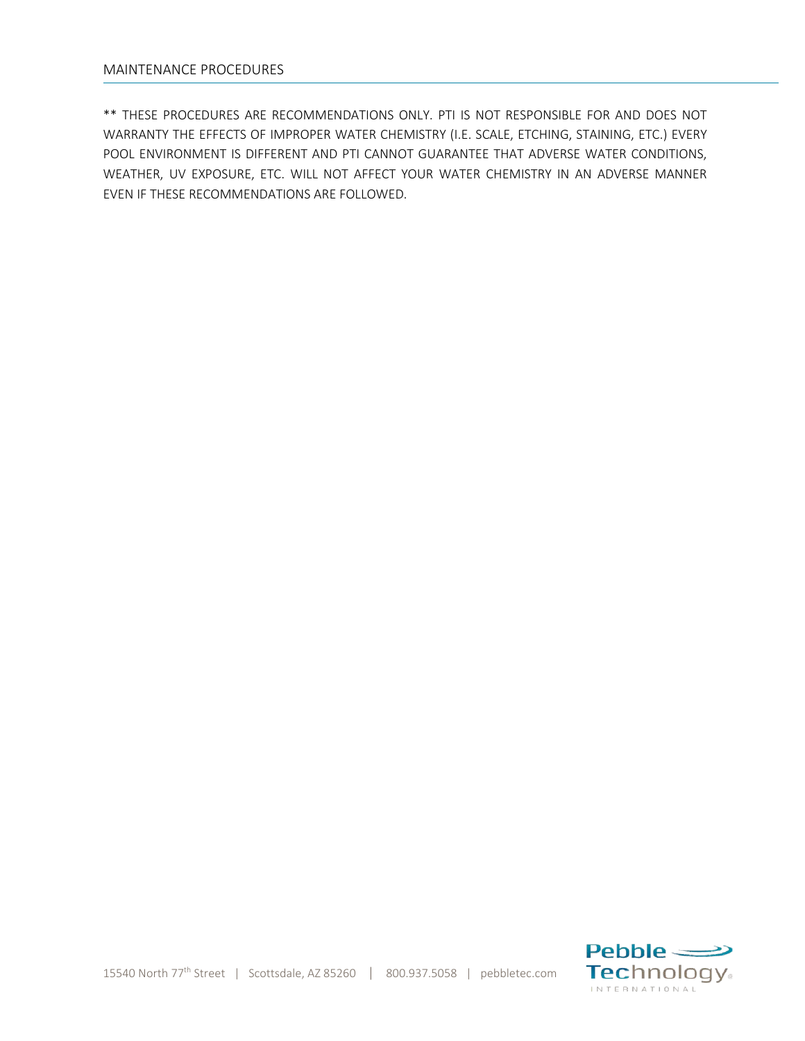MAINTENANCE PROCEDURES

** THESE PROCEDURES ARE RECOMMENDATIONS ONLY. PTI IS NOT RESPONSIBLE FOR AND DOES NOT WARRANTY THE EFFECTS OF IMPROPER WATER CHEMISTRY (I.E. SCALE, ETCHING, STAINING, ETC.) EVERY POOL ENVIRONMENT IS DIFFERENT AND PTI CANNOT GUARANTEE THAT ADVERSE WATER CONDITIONS, WEATHER, UV EXPOSURE, ETC. WILL NOT AFFECT YOUR WATER CHEMISTRY IN AN ADVERSE MANNER EVEN IF THESE RECOMMENDATIONS ARE FOLLOWED.